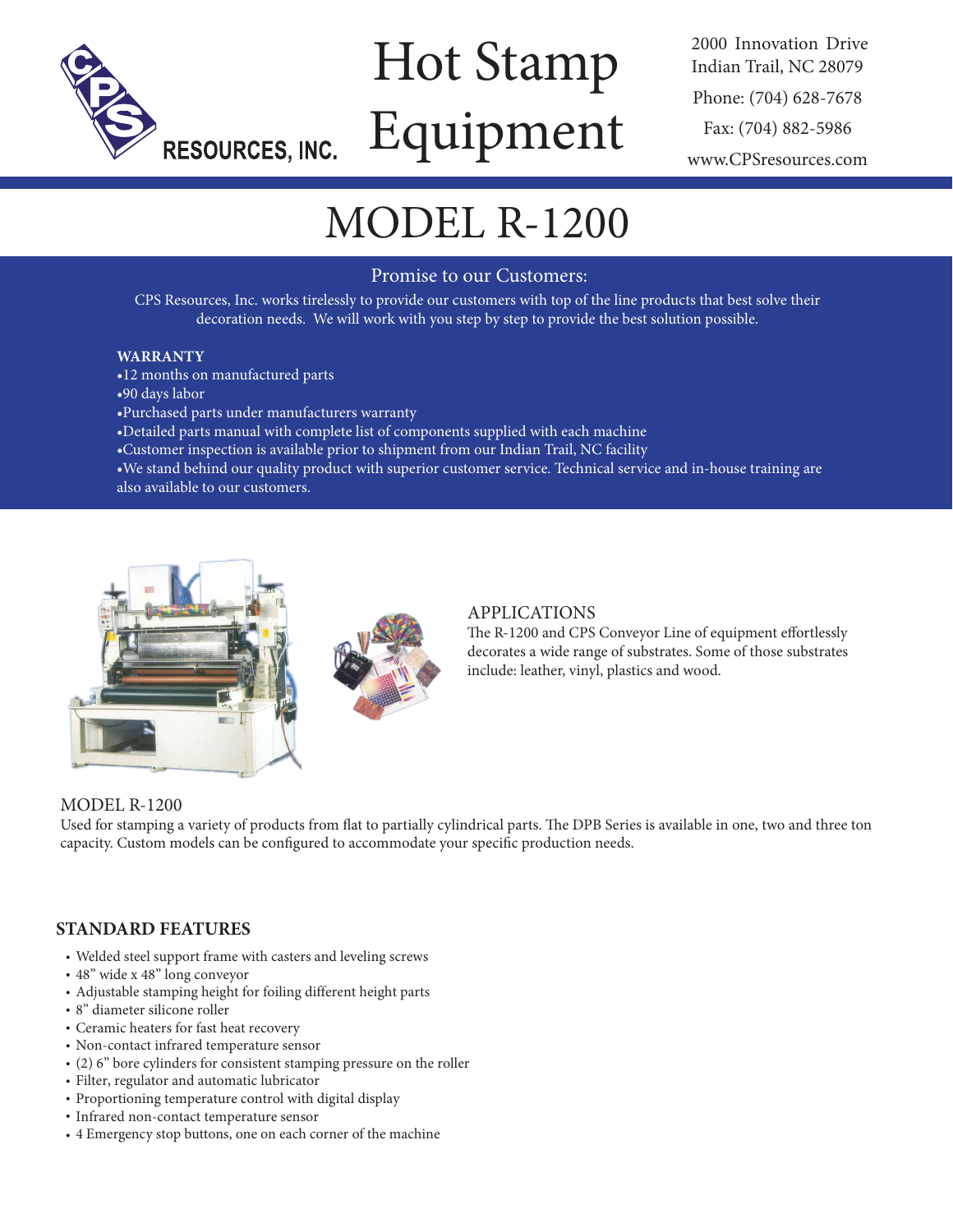CPS RESOURCES, INC.

# Hot Stamp Equipment

2000 Innovation Drive
Indian Trail, NC 28079

Phone: (704) 628-7678

Fax: (704) 882-5986

www.CPSresources.com

# MODEL R-1200

## Promise to our Customers:

CPS Resources, Inc. works tirelessly to provide our customers with top of the line products that best solve their decoration needs. We will work with you step by step to provide the best solution possible.

**WARRANTY**

- 12 months on manufactured parts
- 90 days labor
- Purchased parts under manufacturers warranty
- Detailed parts manual with complete list of components supplied with each machine
- Customer inspection is available prior to shipment from our Indian Trail, NC facility
- We stand behind our quality product with superior customer service. Technical service and in-house training are also available to our customers.

## APPLICATIONS

The R-1200 and CPS Conveyor Line of equipment effortlessly decorates a wide range of substrates. Some of those substrates include: leather, vinyl, plastics and wood.

## MODEL R-1200

Used for stamping a variety of products from flat to partially cylindrical parts. The DPB Series is available in one, two and three ton capacity. Custom models can be configured to accommodate your specific production needs.

## STANDARD FEATURES

- Welded steel support frame with casters and leveling screws
- 48" wide x 48" long conveyor
- Adjustable stamping height for foiling different height parts
- 8" diameter silicone roller
- Ceramic heaters for fast heat recovery
- Non-contact infrared temperature sensor
- (2) 6" bore cylinders for consistent stamping pressure on the roller
- Filter, regulator and automatic lubricator
- Proportioning temperature control with digital display
- Infrared non-contact temperature sensor
- 4 Emergency stop buttons, one on each corner of the machine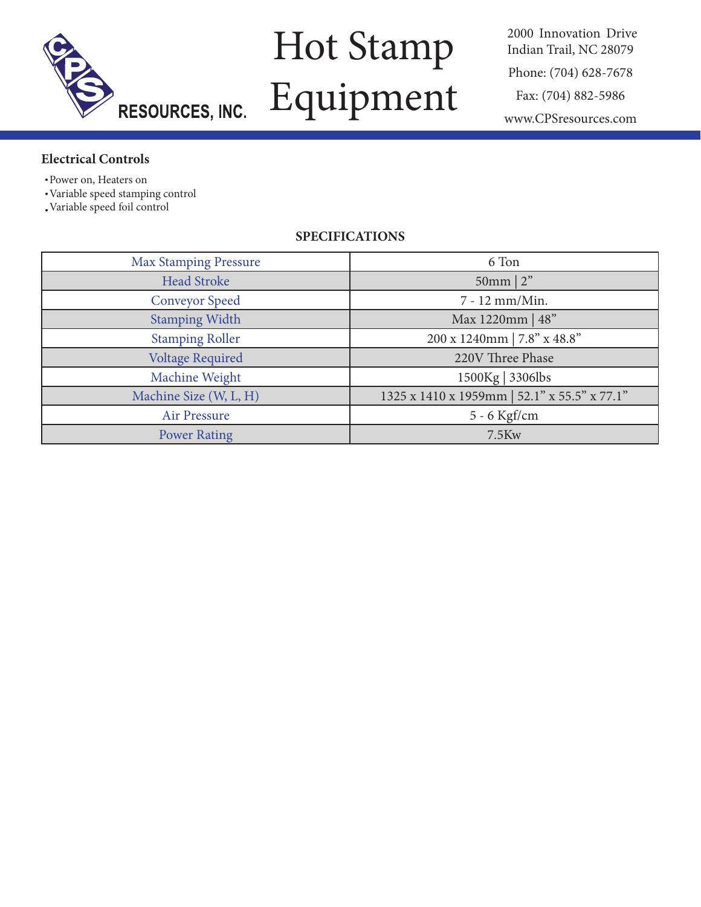# Hot Stamp Equipment

**CPS RESOURCES, INC.**

2000 Innovation Drive
Indian Trail, NC 28079

Phone: (704) 628-7678

Fax: (704) 882-5986

www.CPSresources.com

### Electrical Controls

- Power on, Heaters on
- Variable speed stamping control
- Variable speed foil control

**SPECIFICATIONS**

| | |
|---|---|
| Max Stamping Pressure | 6 Ton |
| Head Stroke | 50mm \| 2" |
| Conveyor Speed | 7 - 12 mm/Min. |
| Stamping Width | Max 1220mm \| 48" |
| Stamping Roller | 200 x 1240mm \| 7.8" x 48.8" |
| Voltage Required | 220V Three Phase |
| Machine Weight | 1500Kg \| 3306lbs |
| Machine Size (W, L, H) | 1325 x 1410 x 1959mm \| 52.1" x 55.5" x 77.1" |
| Air Pressure | 5 - 6 Kgf/cm |
| Power Rating | 7.5Kw |